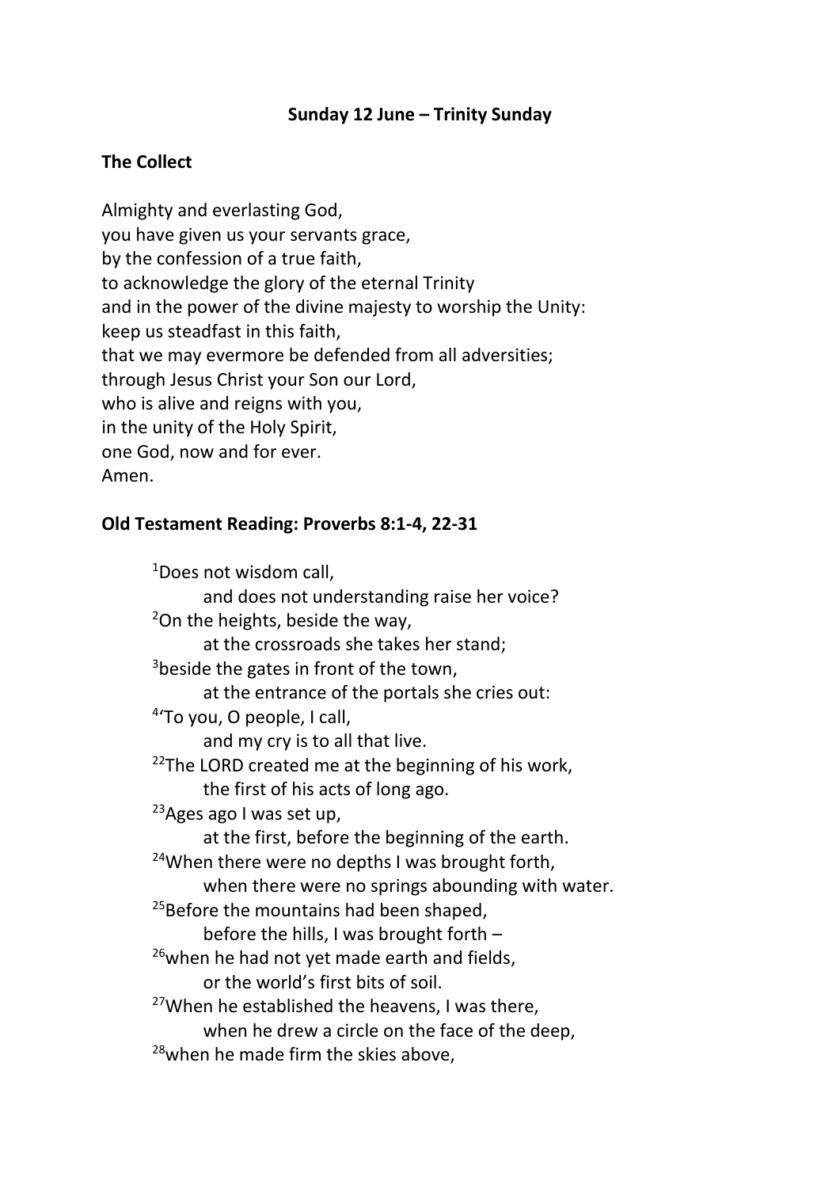**Sunday 12 June – Trinity Sunday**

**The Collect**

Almighty and everlasting God,
you have given us your servants grace,
by the confession of a true faith,
to acknowledge the glory of the eternal Trinity
and in the power of the divine majesty to worship the Unity:
keep us steadfast in this faith,
that we may evermore be defended from all adversities;
through Jesus Christ your Son our Lord,
who is alive and reigns with you,
in the unity of the Holy Spirit,
one God, now and for ever.
Amen.

**Old Testament Reading: Proverbs 8:1-4, 22-31**

[1]Does not wisdom call,
    and does not understanding raise her voice?
[2]On the heights, beside the way,
    at the crossroads she takes her stand;
[3]beside the gates in front of the town,
    at the entrance of the portals she cries out:
[4]'To you, O people, I call,
    and my cry is to all that live.
[22]The LORD created me at the beginning of his work,
    the first of his acts of long ago.
[23]Ages ago I was set up,
    at the first, before the beginning of the earth.
[24]When there were no depths I was brought forth,
    when there were no springs abounding with water.
[25]Before the mountains had been shaped,
    before the hills, I was brought forth –
[26]when he had not yet made earth and fields,
    or the world's first bits of soil.
[27]When he established the heavens, I was there,
    when he drew a circle on the face of the deep,
[28]when he made firm the skies above,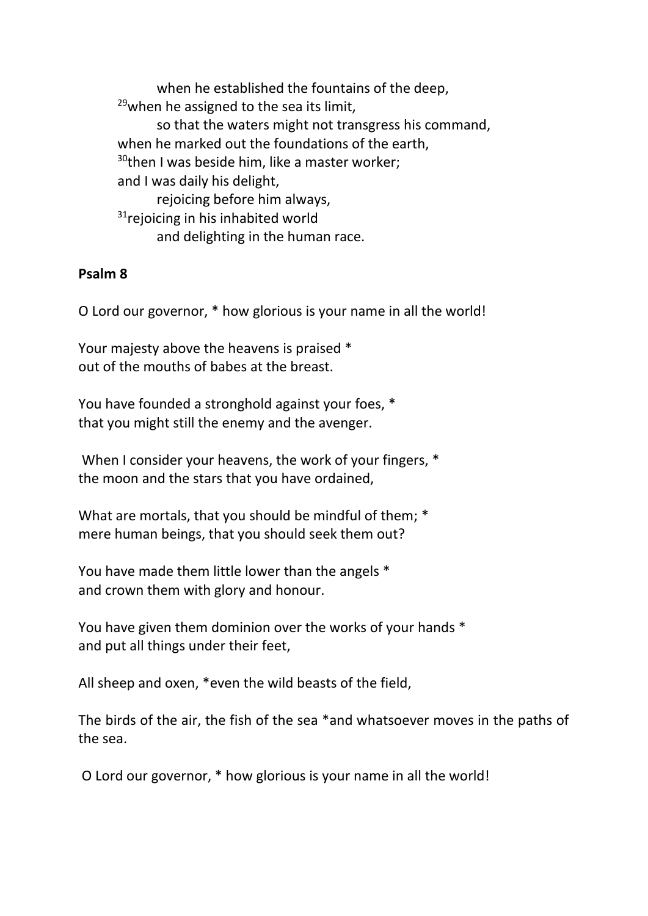when he established the fountains of the deep,
[29]when he assigned to the sea its limit,
so that the waters might not transgress his command,
when he marked out the foundations of the earth,
[30]then I was beside him, like a master worker;
and I was daily his delight,
rejoicing before him always,
[31]rejoicing in his inhabited world
and delighting in the human race.

**Psalm 8**

O Lord our governor, * how glorious is your name in all the world!

Your majesty above the heavens is praised *
out of the mouths of babes at the breast.

You have founded a stronghold against your foes, *
that you might still the enemy and the avenger.

When I consider your heavens, the work of your fingers, *
the moon and the stars that you have ordained,

What are mortals, that you should be mindful of them; *
mere human beings, that you should seek them out?

You have made them little lower than the angels *
and crown them with glory and honour.

You have given them dominion over the works of your hands *
and put all things under their feet,

All sheep and oxen, *even the wild beasts of the field,

The birds of the air, the fish of the sea *and whatsoever moves in the paths of the sea.

O Lord our governor, * how glorious is your name in all the world!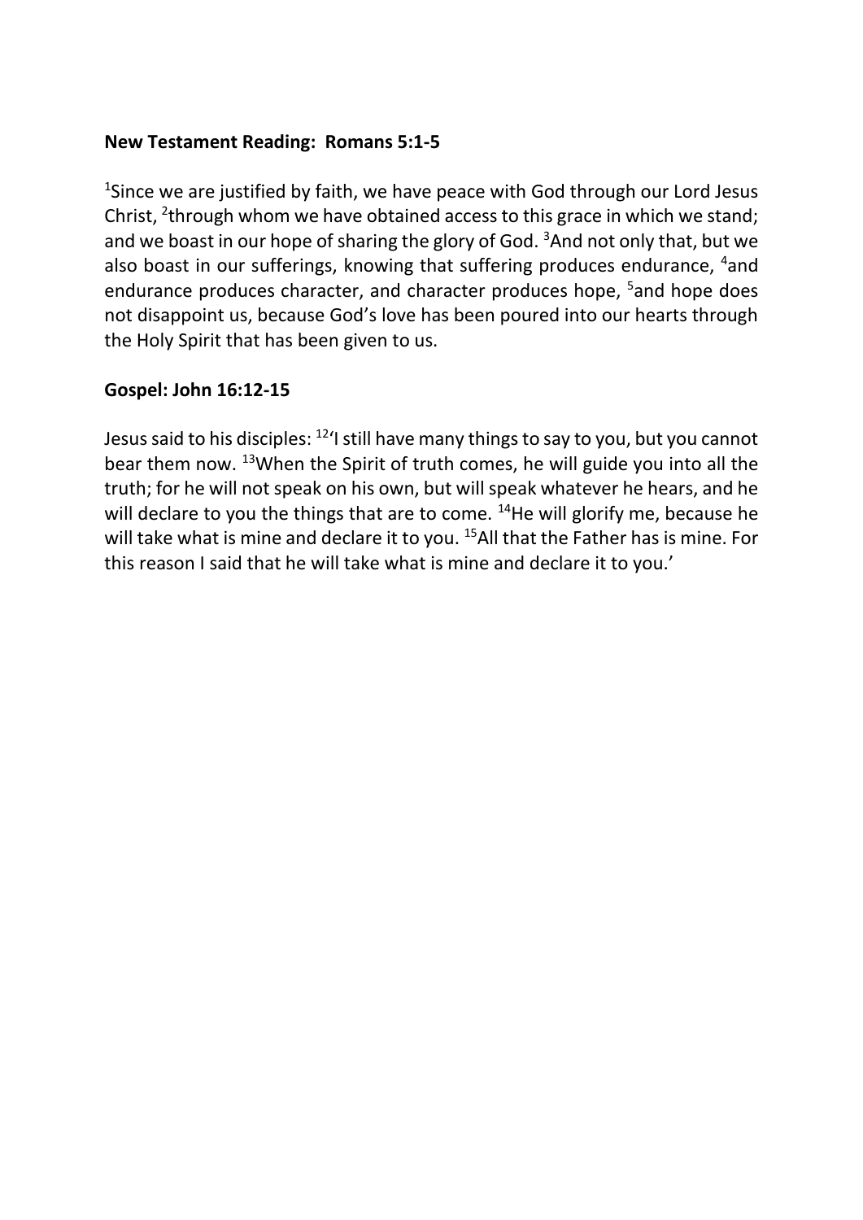**New Testament Reading: Romans 5:1-5**

[1]Since we are justified by faith, we have peace with God through our Lord Jesus Christ, [2]through whom we have obtained access to this grace in which we stand; and we boast in our hope of sharing the glory of God. [3]And not only that, but we also boast in our sufferings, knowing that suffering produces endurance, [4]and endurance produces character, and character produces hope, [5]and hope does not disappoint us, because God's love has been poured into our hearts through the Holy Spirit that has been given to us.

**Gospel: John 16:12-15**

Jesus said to his disciples: [12]'I still have many things to say to you, but you cannot bear them now. [13]When the Spirit of truth comes, he will guide you into all the truth; for he will not speak on his own, but will speak whatever he hears, and he will declare to you the things that are to come. [14]He will glorify me, because he will take what is mine and declare it to you. [15]All that the Father has is mine. For this reason I said that he will take what is mine and declare it to you.'